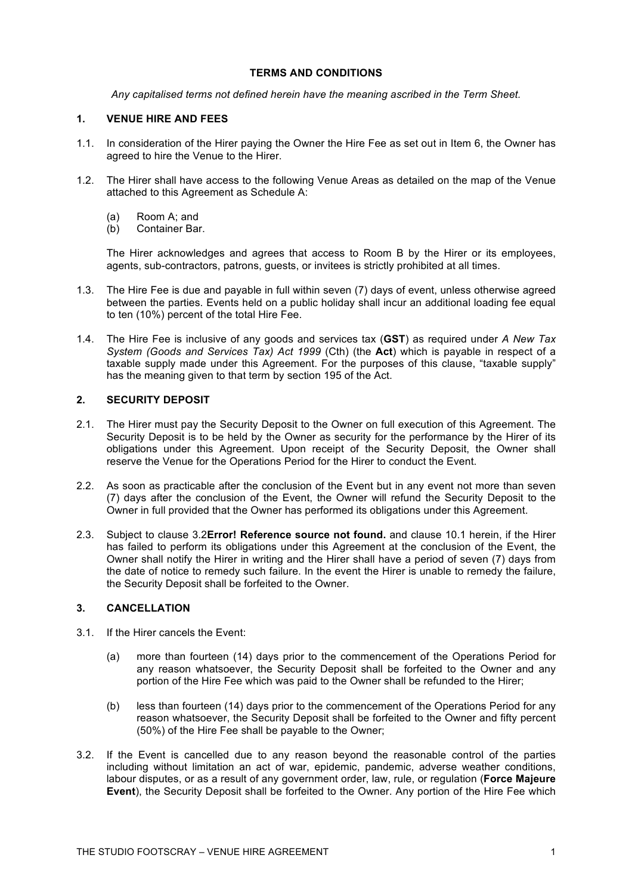**TERMS AND CONDITIONS**

*Any capitalised terms not defined herein have the meaning ascribed in the Term Sheet.*

## 1. VENUE HIRE AND FEES

1.1. In consideration of the Hirer paying the Owner the Hire Fee as set out in Item 6, the Owner has agreed to hire the Venue to the Hirer.

1.2. The Hirer shall have access to the following Venue Areas as detailed on the map of the Venue attached to this Agreement as Schedule A:

(a) Room A; and
(b) Container Bar.

The Hirer acknowledges and agrees that access to Room B by the Hirer or its employees, agents, sub-contractors, patrons, guests, or invitees is strictly prohibited at all times.

1.3. The Hire Fee is due and payable in full within seven (7) days of event, unless otherwise agreed between the parties. Events held on a public holiday shall incur an additional loading fee equal to ten (10%) percent of the total Hire Fee.

1.4. The Hire Fee is inclusive of any goods and services tax (**GST**) as required under *A New Tax System (Goods and Services Tax) Act 1999* (Cth) (the **Act**) which is payable in respect of a taxable supply made under this Agreement. For the purposes of this clause, "taxable supply" has the meaning given to that term by section 195 of the Act.

## 2. SECURITY DEPOSIT

2.1. The Hirer must pay the Security Deposit to the Owner on full execution of this Agreement. The Security Deposit is to be held by the Owner as security for the performance by the Hirer of its obligations under this Agreement. Upon receipt of the Security Deposit, the Owner shall reserve the Venue for the Operations Period for the Hirer to conduct the Event.

2.2. As soon as practicable after the conclusion of the Event but in any event not more than seven (7) days after the conclusion of the Event, the Owner will refund the Security Deposit to the Owner in full provided that the Owner has performed its obligations under this Agreement.

2.3. Subject to clause 3.2**Error! Reference source not found.** and clause 10.1 herein, if the Hirer has failed to perform its obligations under this Agreement at the conclusion of the Event, the Owner shall notify the Hirer in writing and the Hirer shall have a period of seven (7) days from the date of notice to remedy such failure. In the event the Hirer is unable to remedy the failure, the Security Deposit shall be forfeited to the Owner.

## 3. CANCELLATION

3.1. If the Hirer cancels the Event:

(a) more than fourteen (14) days prior to the commencement of the Operations Period for any reason whatsoever, the Security Deposit shall be forfeited to the Owner and any portion of the Hire Fee which was paid to the Owner shall be refunded to the Hirer;

(b) less than fourteen (14) days prior to the commencement of the Operations Period for any reason whatsoever, the Security Deposit shall be forfeited to the Owner and fifty percent (50%) of the Hire Fee shall be payable to the Owner;

3.2. If the Event is cancelled due to any reason beyond the reasonable control of the parties including without limitation an act of war, epidemic, pandemic, adverse weather conditions, labour disputes, or as a result of any government order, law, rule, or regulation (**Force Majeure Event**), the Security Deposit shall be forfeited to the Owner. Any portion of the Hire Fee which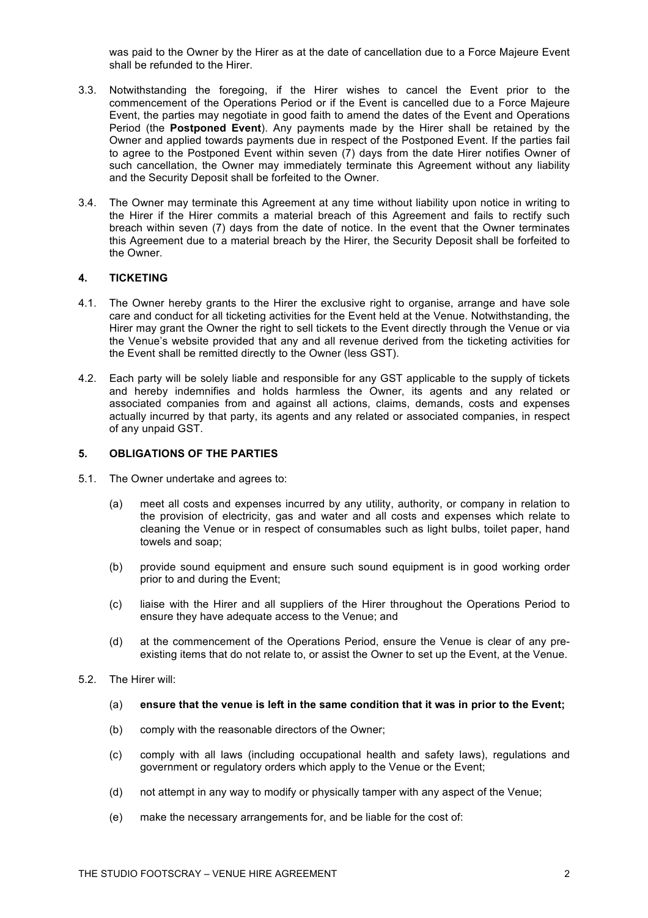was paid to the Owner by the Hirer as at the date of cancellation due to a Force Majeure Event shall be refunded to the Hirer.

3.3. Notwithstanding the foregoing, if the Hirer wishes to cancel the Event prior to the commencement of the Operations Period or if the Event is cancelled due to a Force Majeure Event, the parties may negotiate in good faith to amend the dates of the Event and Operations Period (the **Postponed Event**). Any payments made by the Hirer shall be retained by the Owner and applied towards payments due in respect of the Postponed Event. If the parties fail to agree to the Postponed Event within seven (7) days from the date Hirer notifies Owner of such cancellation, the Owner may immediately terminate this Agreement without any liability and the Security Deposit shall be forfeited to the Owner.

3.4. The Owner may terminate this Agreement at any time without liability upon notice in writing to the Hirer if the Hirer commits a material breach of this Agreement and fails to rectify such breach within seven (7) days from the date of notice. In the event that the Owner terminates this Agreement due to a material breach by the Hirer, the Security Deposit shall be forfeited to the Owner.

## 4. TICKETING

4.1. The Owner hereby grants to the Hirer the exclusive right to organise, arrange and have sole care and conduct for all ticketing activities for the Event held at the Venue. Notwithstanding, the Hirer may grant the Owner the right to sell tickets to the Event directly through the Venue or via the Venue's website provided that any and all revenue derived from the ticketing activities for the Event shall be remitted directly to the Owner (less GST).

4.2. Each party will be solely liable and responsible for any GST applicable to the supply of tickets and hereby indemnifies and holds harmless the Owner, its agents and any related or associated companies from and against all actions, claims, demands, costs and expenses actually incurred by that party, its agents and any related or associated companies, in respect of any unpaid GST.

## 5. OBLIGATIONS OF THE PARTIES

5.1. The Owner undertake and agrees to:

(a) meet all costs and expenses incurred by any utility, authority, or company in relation to the provision of electricity, gas and water and all costs and expenses which relate to cleaning the Venue or in respect of consumables such as light bulbs, toilet paper, hand towels and soap;

(b) provide sound equipment and ensure such sound equipment is in good working order prior to and during the Event;

(c) liaise with the Hirer and all suppliers of the Hirer throughout the Operations Period to ensure they have adequate access to the Venue; and

(d) at the commencement of the Operations Period, ensure the Venue is clear of any pre-existing items that do not relate to, or assist the Owner to set up the Event, at the Venue.

5.2. The Hirer will:

(a) **ensure that the venue is left in the same condition that it was in prior to the Event;**

(b) comply with the reasonable directors of the Owner;

(c) comply with all laws (including occupational health and safety laws), regulations and government or regulatory orders which apply to the Venue or the Event;

(d) not attempt in any way to modify or physically tamper with any aspect of the Venue;

(e) make the necessary arrangements for, and be liable for the cost of: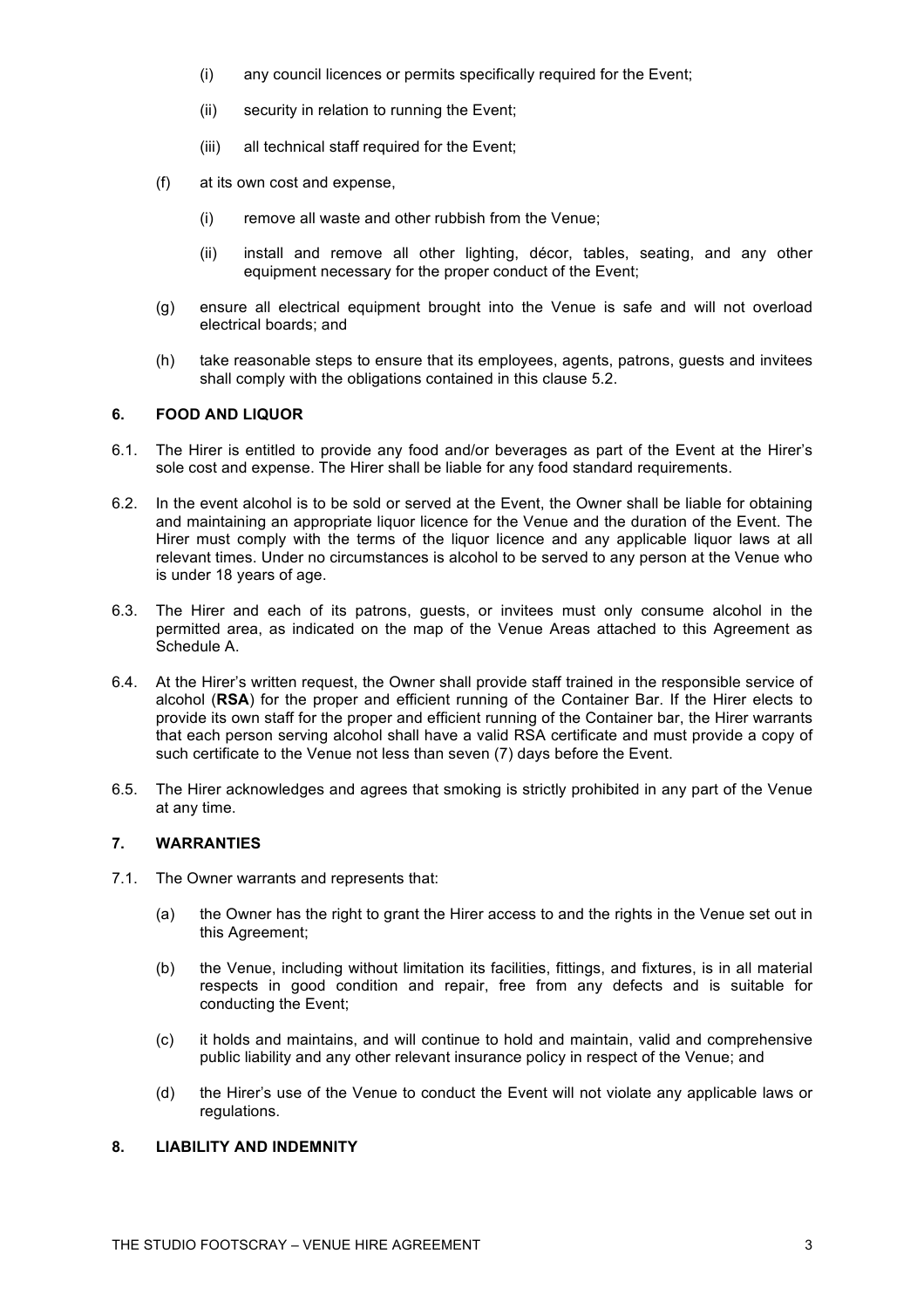(i) any council licences or permits specifically required for the Event;

(ii) security in relation to running the Event;

(iii) all technical staff required for the Event;

(f) at its own cost and expense,

(i) remove all waste and other rubbish from the Venue;

(ii) install and remove all other lighting, décor, tables, seating, and any other equipment necessary for the proper conduct of the Event;

(g) ensure all electrical equipment brought into the Venue is safe and will not overload electrical boards; and

(h) take reasonable steps to ensure that its employees, agents, patrons, guests and invitees shall comply with the obligations contained in this clause 5.2.

## 6. FOOD AND LIQUOR

6.1. The Hirer is entitled to provide any food and/or beverages as part of the Event at the Hirer's sole cost and expense. The Hirer shall be liable for any food standard requirements.

6.2. In the event alcohol is to be sold or served at the Event, the Owner shall be liable for obtaining and maintaining an appropriate liquor licence for the Venue and the duration of the Event. The Hirer must comply with the terms of the liquor licence and any applicable liquor laws at all relevant times. Under no circumstances is alcohol to be served to any person at the Venue who is under 18 years of age.

6.3. The Hirer and each of its patrons, guests, or invitees must only consume alcohol in the permitted area, as indicated on the map of the Venue Areas attached to this Agreement as Schedule A.

6.4. At the Hirer's written request, the Owner shall provide staff trained in the responsible service of alcohol (**RSA**) for the proper and efficient running of the Container Bar. If the Hirer elects to provide its own staff for the proper and efficient running of the Container bar, the Hirer warrants that each person serving alcohol shall have a valid RSA certificate and must provide a copy of such certificate to the Venue not less than seven (7) days before the Event.

6.5. The Hirer acknowledges and agrees that smoking is strictly prohibited in any part of the Venue at any time.

## 7. WARRANTIES

7.1. The Owner warrants and represents that:

(a) the Owner has the right to grant the Hirer access to and the rights in the Venue set out in this Agreement;

(b) the Venue, including without limitation its facilities, fittings, and fixtures, is in all material respects in good condition and repair, free from any defects and is suitable for conducting the Event;

(c) it holds and maintains, and will continue to hold and maintain, valid and comprehensive public liability and any other relevant insurance policy in respect of the Venue; and

(d) the Hirer's use of the Venue to conduct the Event will not violate any applicable laws or regulations.

## 8. LIABILITY AND INDEMNITY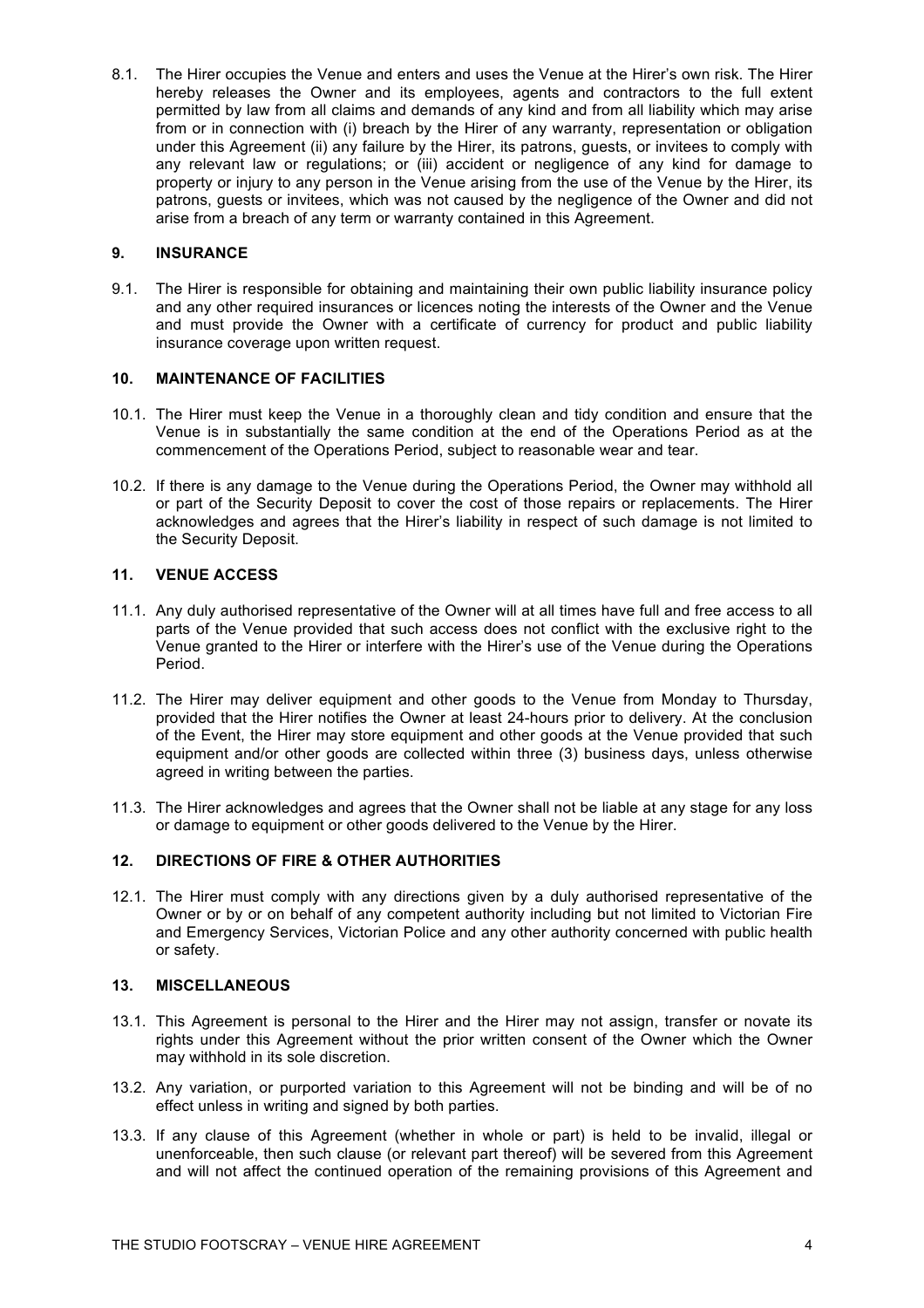8.1. The Hirer occupies the Venue and enters and uses the Venue at the Hirer's own risk. The Hirer hereby releases the Owner and its employees, agents and contractors to the full extent permitted by law from all claims and demands of any kind and from all liability which may arise from or in connection with (i) breach by the Hirer of any warranty, representation or obligation under this Agreement (ii) any failure by the Hirer, its patrons, guests, or invitees to comply with any relevant law or regulations; or (iii) accident or negligence of any kind for damage to property or injury to any person in the Venue arising from the use of the Venue by the Hirer, its patrons, guests or invitees, which was not caused by the negligence of the Owner and did not arise from a breach of any term or warranty contained in this Agreement.

## 9. INSURANCE

9.1. The Hirer is responsible for obtaining and maintaining their own public liability insurance policy and any other required insurances or licences noting the interests of the Owner and the Venue and must provide the Owner with a certificate of currency for product and public liability insurance coverage upon written request.

## 10. MAINTENANCE OF FACILITIES

10.1. The Hirer must keep the Venue in a thoroughly clean and tidy condition and ensure that the Venue is in substantially the same condition at the end of the Operations Period as at the commencement of the Operations Period, subject to reasonable wear and tear.

10.2. If there is any damage to the Venue during the Operations Period, the Owner may withhold all or part of the Security Deposit to cover the cost of those repairs or replacements. The Hirer acknowledges and agrees that the Hirer's liability in respect of such damage is not limited to the Security Deposit.

## 11. VENUE ACCESS

11.1. Any duly authorised representative of the Owner will at all times have full and free access to all parts of the Venue provided that such access does not conflict with the exclusive right to the Venue granted to the Hirer or interfere with the Hirer's use of the Venue during the Operations Period.

11.2. The Hirer may deliver equipment and other goods to the Venue from Monday to Thursday, provided that the Hirer notifies the Owner at least 24-hours prior to delivery. At the conclusion of the Event, the Hirer may store equipment and other goods at the Venue provided that such equipment and/or other goods are collected within three (3) business days, unless otherwise agreed in writing between the parties.

11.3. The Hirer acknowledges and agrees that the Owner shall not be liable at any stage for any loss or damage to equipment or other goods delivered to the Venue by the Hirer.

## 12. DIRECTIONS OF FIRE & OTHER AUTHORITIES

12.1. The Hirer must comply with any directions given by a duly authorised representative of the Owner or by or on behalf of any competent authority including but not limited to Victorian Fire and Emergency Services, Victorian Police and any other authority concerned with public health or safety.

## 13. MISCELLANEOUS

13.1. This Agreement is personal to the Hirer and the Hirer may not assign, transfer or novate its rights under this Agreement without the prior written consent of the Owner which the Owner may withhold in its sole discretion.

13.2. Any variation, or purported variation to this Agreement will not be binding and will be of no effect unless in writing and signed by both parties.

13.3. If any clause of this Agreement (whether in whole or part) is held to be invalid, illegal or unenforceable, then such clause (or relevant part thereof) will be severed from this Agreement and will not affect the continued operation of the remaining provisions of this Agreement and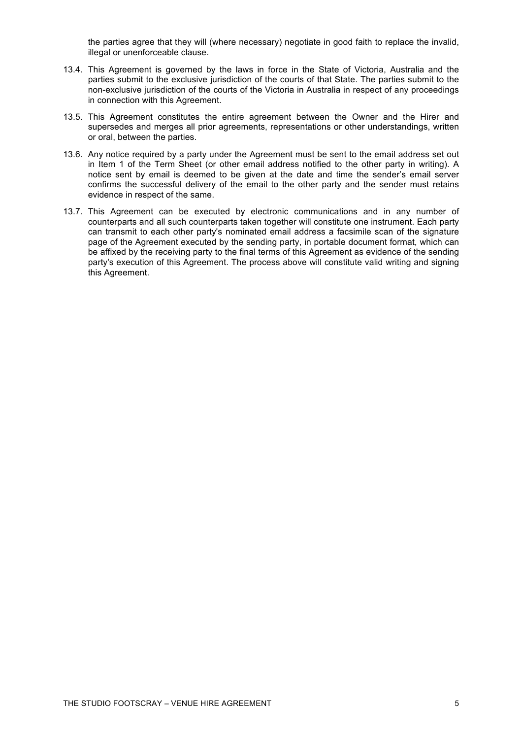the parties agree that they will (where necessary) negotiate in good faith to replace the invalid, illegal or unenforceable clause.

13.4. This Agreement is governed by the laws in force in the State of Victoria, Australia and the parties submit to the exclusive jurisdiction of the courts of that State. The parties submit to the non-exclusive jurisdiction of the courts of the Victoria in Australia in respect of any proceedings in connection with this Agreement.

13.5. This Agreement constitutes the entire agreement between the Owner and the Hirer and supersedes and merges all prior agreements, representations or other understandings, written or oral, between the parties.

13.6. Any notice required by a party under the Agreement must be sent to the email address set out in Item 1 of the Term Sheet (or other email address notified to the other party in writing). A notice sent by email is deemed to be given at the date and time the sender's email server confirms the successful delivery of the email to the other party and the sender must retains evidence in respect of the same.

13.7. This Agreement can be executed by electronic communications and in any number of counterparts and all such counterparts taken together will constitute one instrument. Each party can transmit to each other party's nominated email address a facsimile scan of the signature page of the Agreement executed by the sending party, in portable document format, which can be affixed by the receiving party to the final terms of this Agreement as evidence of the sending party's execution of this Agreement. The process above will constitute valid writing and signing this Agreement.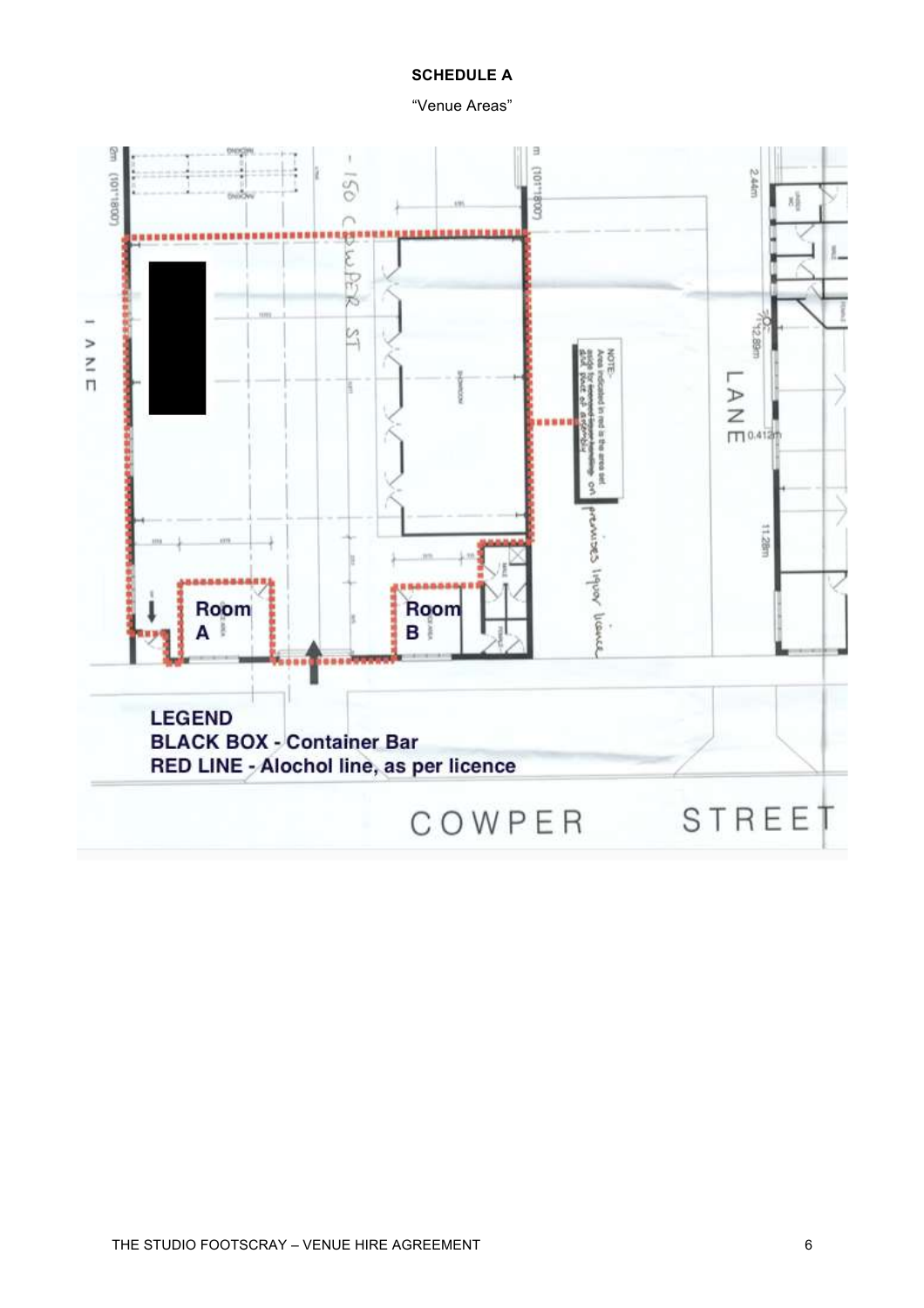**SCHEDULE A**

"Venue Areas"

Room A

Room B

LANE

LANE

150 COWPER ST

NOTE- Area indicated in red is the area set aside for licensed liquor/functions on premises liquor licence

2.44m

12.89m

0.412m

11.28m

**LEGEND**

**BLACK BOX - Container Bar**

**RED LINE - Alochol line, as per licence**

COWPER STREET